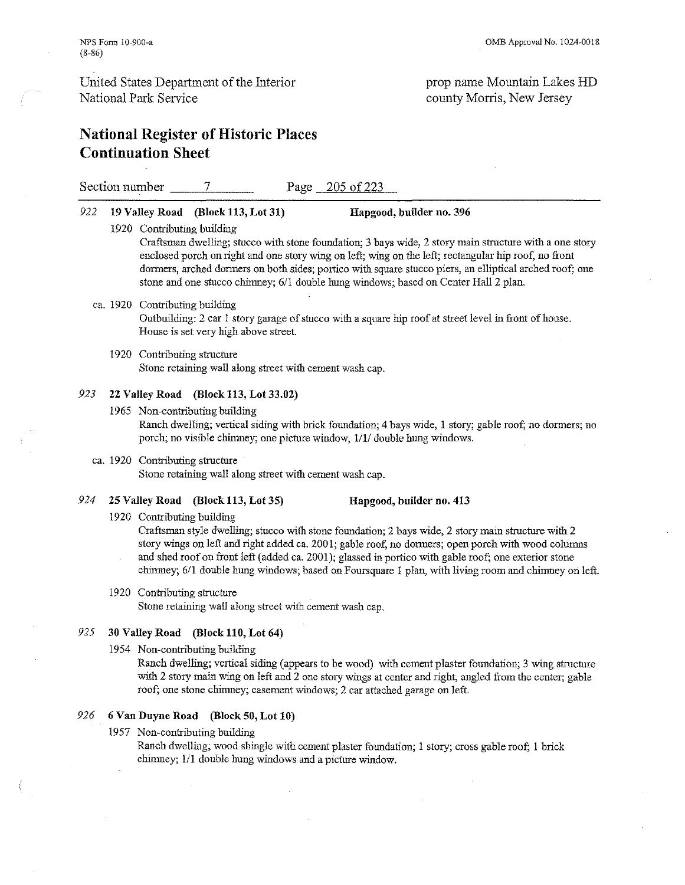NPS Form 10-900-a
(8-86)

OMB Approval No. 1024-0018

United States Department of the Interior
National Park Service

prop name Mountain Lakes HD
county Morris, New Jersey

# National Register of Historic Places Continuation Sheet

Section number 7 Page 205 of 223

*922* **19 Valley Road (Block 113, Lot 31) Hapgood, builder no. 396**

1920 Contributing building
Craftsman dwelling; stucco with stone foundation; 3 bays wide, 2 story main structure with a one story enclosed porch on right and one story wing on left; wing on the left; rectangular hip roof, no front dormers, arched dormers on both sides; portico with square stucco piers, an elliptical arched roof; one stone and one stucco chimney; 6/1 double hung windows; based on Center Hall 2 plan.

ca. 1920 Contributing building
Outbuilding: 2 car 1 story garage of stucco with a square hip roof at street level in front of house. House is set very high above street.

1920 Contributing structure
Stone retaining wall along street with cement wash cap.

*923* **22 Valley Road (Block 113, Lot 33.02)**

1965 Non-contributing building
Ranch dwelling; vertical siding with brick foundation; 4 bays wide, 1 story; gable roof; no dormers; no porch; no visible chimney; one picture window, 1/1/ double hung windows.

ca. 1920 Contributing structure
Stone retaining wall along street with cement wash cap.

*924* **25 Valley Road (Block 113, Lot 35) Hapgood, builder no. 413**

1920 Contributing building
Craftsman style dwelling; stucco with stone foundation; 2 bays wide, 2 story main structure with 2 story wings on left and right added ca. 2001; gable roof, no dormers; open porch with wood columns and shed roof on front left (added ca. 2001); glassed in portico with gable roof; one exterior stone chimney; 6/1 double hung windows; based on Foursquare 1 plan, with living room and chimney on left.

1920 Contributing structure
Stone retaining wall along street with cement wash cap.

*925* **30 Valley Road (Block 110, Lot 64)**

1954 Non-contributing building
Ranch dwelling; vertical siding (appears to be wood) with cement plaster foundation; 3 wing structure with 2 story main wing on left and 2 one story wings at center and right, angled from the center; gable roof; one stone chimney; casement windows; 2 car attached garage on left.

*926* **6 Van Duyne Road (Block 50, Lot 10)**

1957 Non-contributing building
Ranch dwelling; wood shingle with cement plaster foundation; 1 story; cross gable roof; 1 brick chimney; 1/1 double hung windows and a picture window.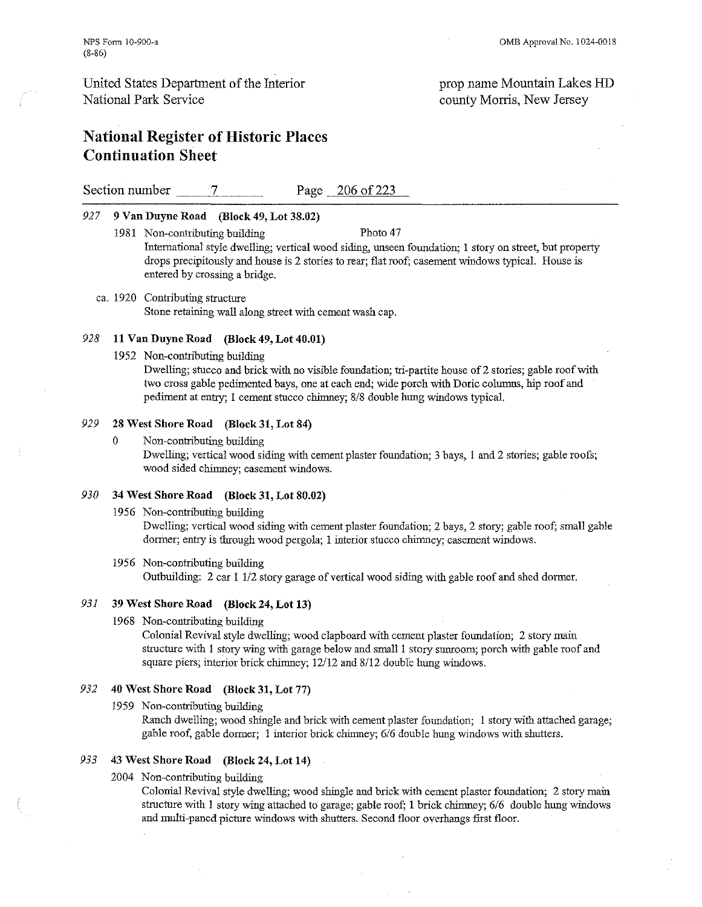## National Register of Historic Places Continuation Sheet

prop name Mountain Lakes HD
county Morris, New Jersey

Section number 7 Page 206 of 223

---

*927* **9 Van Duyne Road (Block 49, Lot 38.02)**

1981 Non-contributing building Photo 47
International style dwelling; vertical wood siding, unseen foundation; 1 story on street, but property drops precipitously and house is 2 stories to rear; flat roof; casement windows typical. House is entered by crossing a bridge.

ca. 1920 Contributing structure
Stone retaining wall along street with cement wash cap.

*928* **11 Van Duyne Road (Block 49, Lot 40.01)**

1952 Non-contributing building
Dwelling; stucco and brick with no visible foundation; tri-partite house of 2 stories; gable roof with two cross gable pedimented bays, one at each end; wide porch with Doric columns, hip roof and pediment at entry; 1 cement stucco chimney; 8/8 double hung windows typical.

*929* **28 West Shore Road (Block 31, Lot 84)**

0 Non-contributing building
Dwelling; vertical wood siding with cement plaster foundation; 3 bays, 1 and 2 stories; gable roofs; wood sided chimney; casement windows.

*930* **34 West Shore Road (Block 31, Lot 80.02)**

1956 Non-contributing building
Dwelling; vertical wood siding with cement plaster foundation; 2 bays, 2 story; gable roof; small gable dormer; entry is through wood pergola; 1 interior stucco chimney; casement windows.

1956 Non-contributing building
Outbuilding: 2 car 1 1/2 story garage of vertical wood siding with gable roof and shed dormer.

*931* **39 West Shore Road (Block 24, Lot 13)**

1968 Non-contributing building
Colonial Revival style dwelling; wood clapboard with cement plaster foundation; 2 story main structure with 1 story wing with garage below and small 1 story sunroom; porch with gable roof and square piers; interior brick chimney; 12/12 and 8/12 double hung windows.

*932* **40 West Shore Road (Block 31, Lot 77)**

1959 Non-contributing building
Ranch dwelling; wood shingle and brick with cement plaster foundation; 1 story with attached garage; gable roof, gable dormer; 1 interior brick chimney; 6/6 double hung windows with shutters.

*933* **43 West Shore Road (Block 24, Lot 14)**

2004 Non-contributing building
Colonial Revival style dwelling; wood shingle and brick with cement plaster foundation; 2 story main structure with 1 story wing attached to garage; gable roof; 1 brick chimney; 6/6 double hung windows and multi-paned picture windows with shutters. Second floor overhangs first floor.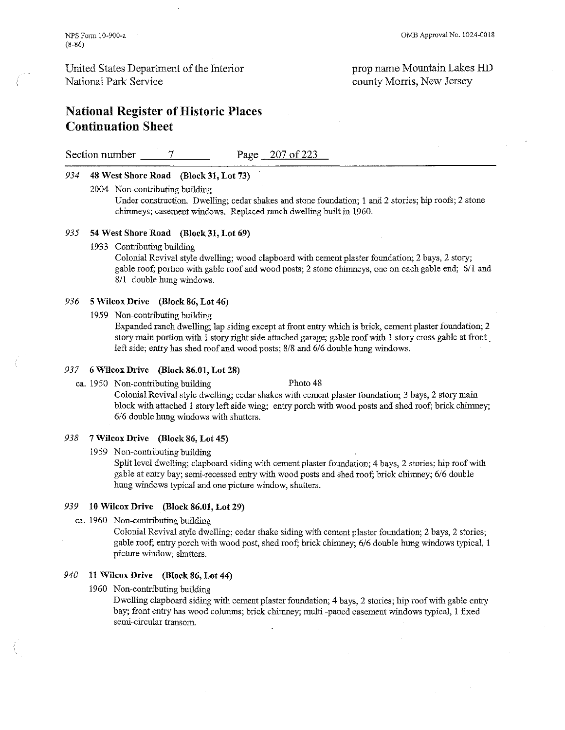NPS Form 10-900-a
(8-86)

OMB Approval No. 1024-0018

United States Department of the Interior
National Park Service

prop name Mountain Lakes HD
county Morris, New Jersey

# National Register of Historic Places Continuation Sheet

Section number 7 Page 207 of 223

*934* **48 West Shore Road (Block 31, Lot 73)**

2004 Non-contributing building
Under construction. Dwelling; cedar shakes and stone foundation; 1 and 2 stories; hip roofs; 2 stone chimneys; casement windows. Replaced ranch dwelling built in 1960.

*935* **54 West Shore Road (Block 31, Lot 69)**

1933 Contributing building
Colonial Revival style dwelling; wood clapboard with cement plaster foundation; 2 bays, 2 story; gable roof; portico with gable roof and wood posts; 2 stone chimneys, one on each gable end; 6/1 and 8/1 double hung windows.

*936* **5 Wilcox Drive (Block 86, Lot 46)**

1959 Non-contributing building
Expanded ranch dwelling; lap siding except at front entry which is brick, cement plaster foundation; 2 story main portion with 1 story right side attached garage; gable roof with 1 story cross gable at front left side; entry has shed roof and wood posts; 8/8 and 6/6 double hung windows.

*937* **6 Wilcox Drive (Block 86.01, Lot 28)**

ca. 1950 Non-contributing building Photo 48
Colonial Revival style dwelling; cedar shakes with cement plaster foundation; 3 bays, 2 story main block with attached 1 story left side wing; entry porch with wood posts and shed roof; brick chimney; 6/6 double hung windows with shutters.

*938* **7 Wilcox Drive (Block 86, Lot 45)**

1959 Non-contributing building
Split level dwelling; clapboard siding with cement plaster foundation; 4 bays, 2 stories; hip roof with gable at entry bay; semi-recessed entry with wood posts and shed roof; brick chimney; 6/6 double hung windows typical and one picture window, shutters.

*939* **10 Wilcox Drive (Block 86.01, Lot 29)**

ca. 1960 Non-contributing building
Colonial Revival style dwelling; cedar shake siding with cement plaster foundation; 2 bays, 2 stories; gable roof; entry porch with wood post, shed roof; brick chimney; 6/6 double hung windows typical, 1 picture window; shutters.

*940* **11 Wilcox Drive (Block 86, Lot 44)**

1960 Non-contributing building
Dwelling clapboard siding with cement plaster foundation; 4 bays, 2 stories; hip roof with gable entry bay; front entry has wood columns; brick chimney; multi -paned casement windows typical, 1 fixed semi-circular transom.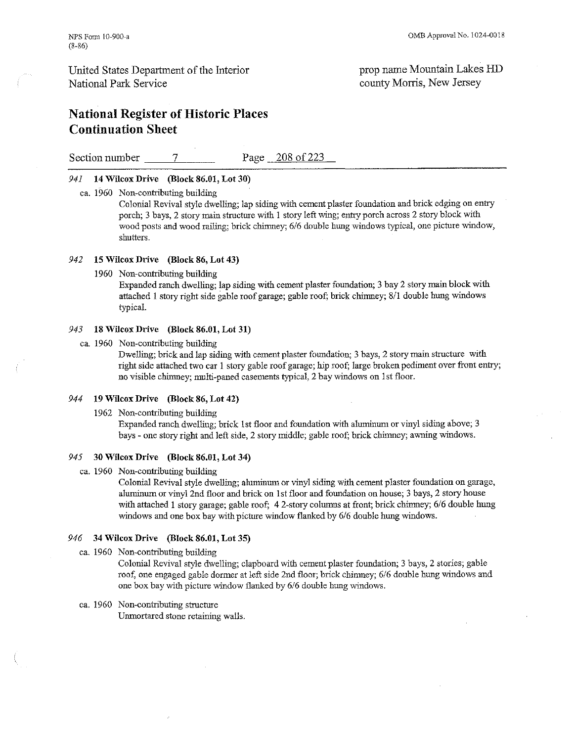### *941* **14 Wilcox Drive (Block 86.01, Lot 30)**

ca. 1960 Non-contributing building
Colonial Revival style dwelling; lap siding with cement plaster foundation and brick edging on entry porch; 3 bays, 2 story main structure with 1 story left wing; entry porch across 2 story block with wood posts and wood railing; brick chimney; 6/6 double hung windows typical, one picture window, shutters.

### *942* **15 Wilcox Drive (Block 86, Lot 43)**

1960 Non-contributing building
Expanded ranch dwelling; lap siding with cement plaster foundation; 3 bay 2 story main block with attached 1 story right side gable roof garage; gable roof; brick chimney; 8/1 double hung windows typical.

### *943* **18 Wilcox Drive (Block 86.01, Lot 31)**

ca. 1960 Non-contributing building
Dwelling; brick and lap siding with cement plaster foundation; 3 bays, 2 story main structure with right side attached two car 1 story gable roof garage; hip roof; large broken pediment over front entry; no visible chimney; multi-paned casements typical, 2 bay windows on 1st floor.

### *944* **19 Wilcox Drive (Block 86, Lot 42)**

1962 Non-contributing building
Expanded ranch dwelling; brick 1st floor and foundation with aluminum or vinyl siding above; 3 bays - one story right and left side, 2 story middle; gable roof; brick chimney; awning windows.

### *945* **30 Wilcox Drive (Block 86.01, Lot 34)**

ca. 1960 Non-contributing building
Colonial Revival style dwelling; aluminum or vinyl siding with cement plaster foundation on garage, aluminum or vinyl 2nd floor and brick on 1st floor and foundation on house; 3 bays, 2 story house with attached 1 story garage; gable roof; 4 2-story columns at front; brick chimney; 6/6 double hung windows and one box bay with picture window flanked by 6/6 double hung windows.

### *946* **34 Wilcox Drive (Block 86.01, Lot 35)**

ca. 1960 Non-contributing building
Colonial Revival style dwelling; clapboard with cement plaster foundation; 3 bays, 2 stories; gable roof, one engaged gable dormer at left side 2nd floor; brick chimney; 6/6 double hung windows and one box bay with picture window flanked by 6/6 double hung windows.

ca. 1960 Non-contributing structure
Unmortared stone retaining walls.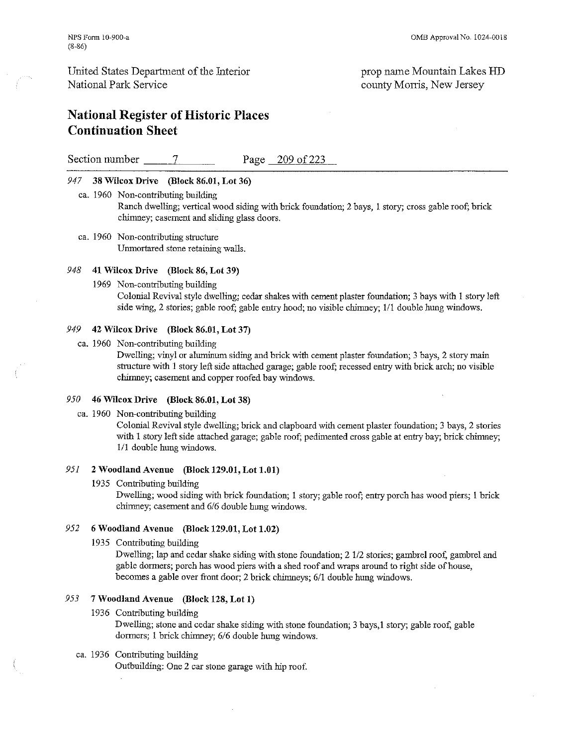United States Department of the Interior
National Park Service

prop name Mountain Lakes HD
county Morris, New Jersey

## National Register of Historic Places Continuation Sheet

Section number 7 Page 209 of 223

*947* **38 Wilcox Drive (Block 86.01, Lot 36)**

ca. 1960 Non-contributing building
Ranch dwelling; vertical wood siding with brick foundation; 2 bays, 1 story; cross gable roof; brick chimney; casement and sliding glass doors.

ca. 1960 Non-contributing structure
Unmortared stone retaining walls.

*948* **41 Wilcox Drive (Block 86, Lot 39)**

1969 Non-contributing building
Colonial Revival style dwelling; cedar shakes with cement plaster foundation; 3 bays with 1 story left side wing, 2 stories; gable roof; gable entry hood; no visible chimney; 1/1 double hung windows.

*949* **42 Wilcox Drive (Block 86.01, Lot 37)**

ca. 1960 Non-contributing building
Dwelling; vinyl or aluminum siding and brick with cement plaster foundation; 3 bays, 2 story main structure with 1 story left side attached garage; gable roof; recessed entry with brick arch; no visible chimney; casement and copper roofed bay windows.

*950* **46 Wilcox Drive (Block 86.01, Lot 38)**

ca. 1960 Non-contributing building
Colonial Revival style dwelling; brick and clapboard with cement plaster foundation; 3 bays, 2 stories with 1 story left side attached garage; gable roof; pedimented cross gable at entry bay; brick chimney; 1/1 double hung windows.

*951* **2 Woodland Avenue (Block 129.01, Lot 1.01)**

1935 Contributing building
Dwelling; wood siding with brick foundation; 1 story; gable roof; entry porch has wood piers; 1 brick chimney; casement and 6/6 double hung windows.

*952* **6 Woodland Avenue (Block 129.01, Lot 1.02)**

1935 Contributing building
Dwelling; lap and cedar shake siding with stone foundation; 2 1/2 stories; gambrel roof, gambrel and gable dormers; porch has wood piers with a shed roof and wraps around to right side of house, becomes a gable over front door; 2 brick chimneys; 6/1 double hung windows.

*953* **7 Woodland Avenue (Block 128, Lot 1)**

1936 Contributing building
Dwelling; stone and cedar shake siding with stone foundation; 3 bays,1 story; gable roof, gable dormers; 1 brick chimney; 6/6 double hung windows.

ca. 1936 Contributing building
Outbuilding: One 2 car stone garage with hip roof.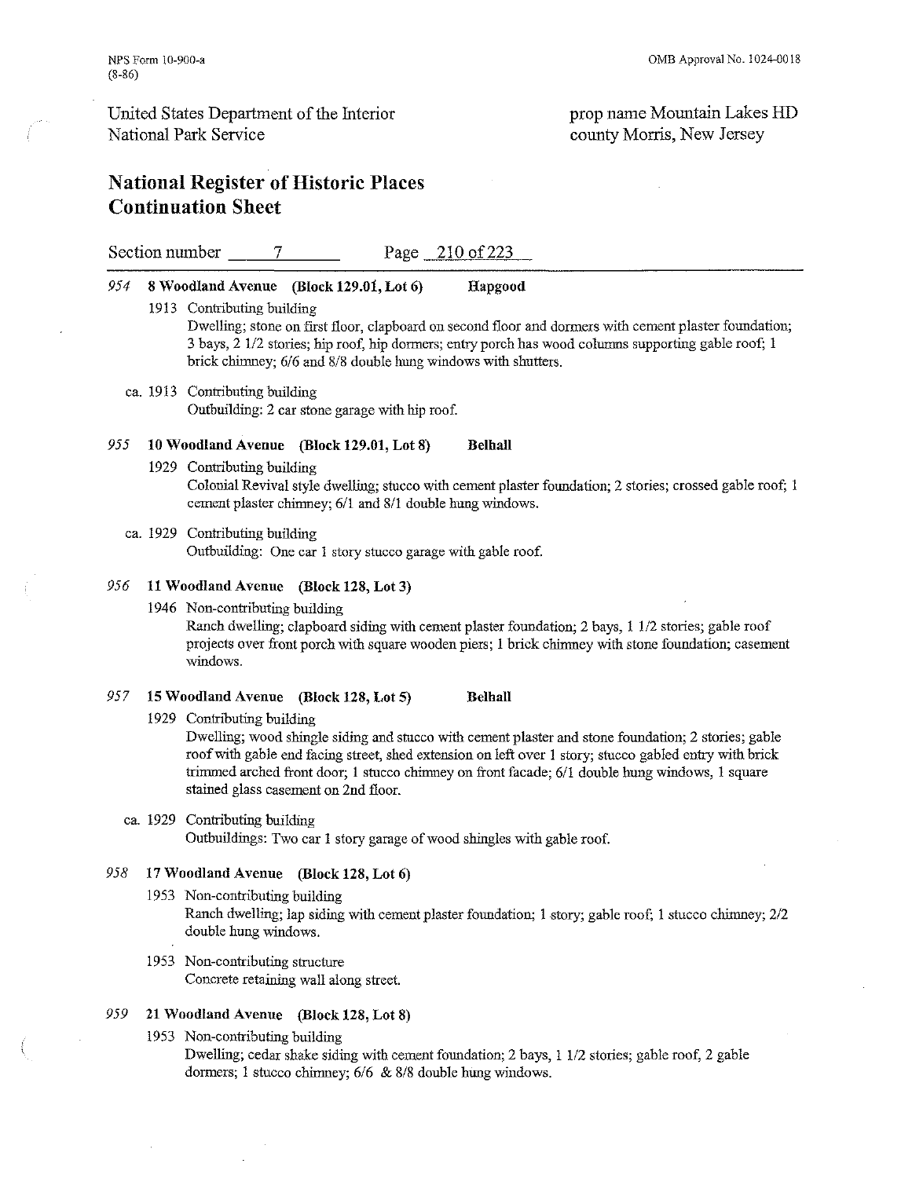United States Department of the Interior
National Park Service

prop name Mountain Lakes HD
county Morris, New Jersey

# National Register of Historic Places Continuation Sheet

Section number 7 Page 210 of 223

*954* **8 Woodland Avenue (Block 129.01, Lot 6) Hapgood**

1913 Contributing building
Dwelling; stone on first floor, clapboard on second floor and dormers with cement plaster foundation; 3 bays, 2 1/2 stories; hip roof, hip dormers; entry porch has wood columns supporting gable roof; 1 brick chimney; 6/6 and 8/8 double hung windows with shutters.

ca. 1913 Contributing building
Outbuilding: 2 car stone garage with hip roof.

*955* **10 Woodland Avenue (Block 129.01, Lot 8) Belhall**

1929 Contributing building
Colonial Revival style dwelling; stucco with cement plaster foundation; 2 stories; crossed gable roof; 1 cement plaster chimney; 6/1 and 8/1 double hung windows.

ca. 1929 Contributing building
Outbuilding: One car 1 story stucco garage with gable roof.

*956* **11 Woodland Avenue (Block 128, Lot 3)**

1946 Non-contributing building
Ranch dwelling; clapboard siding with cement plaster foundation; 2 bays, 1 1/2 stories; gable roof projects over front porch with square wooden piers; 1 brick chimney with stone foundation; casement windows.

*957* **15 Woodland Avenue (Block 128, Lot 5) Belhall**

1929 Contributing building
Dwelling; wood shingle siding and stucco with cement plaster and stone foundation; 2 stories; gable roof with gable end facing street, shed extension on left over 1 story; stucco gabled entry with brick trimmed arched front door; 1 stucco chimney on front facade; 6/1 double hung windows, 1 square stained glass casement on 2nd floor.

ca. 1929 Contributing building
Outbuildings: Two car 1 story garage of wood shingles with gable roof.

*958* **17 Woodland Avenue (Block 128, Lot 6)**

1953 Non-contributing building
Ranch dwelling; lap siding with cement plaster foundation; 1 story; gable roof; 1 stucco chimney; 2/2 double hung windows.

1953 Non-contributing structure
Concrete retaining wall along street.

*959* **21 Woodland Avenue (Block 128, Lot 8)**

1953 Non-contributing building
Dwelling; cedar shake siding with cement foundation; 2 bays, 1 1/2 stories; gable roof, 2 gable dormers; 1 stucco chimney; 6/6 & 8/8 double hung windows.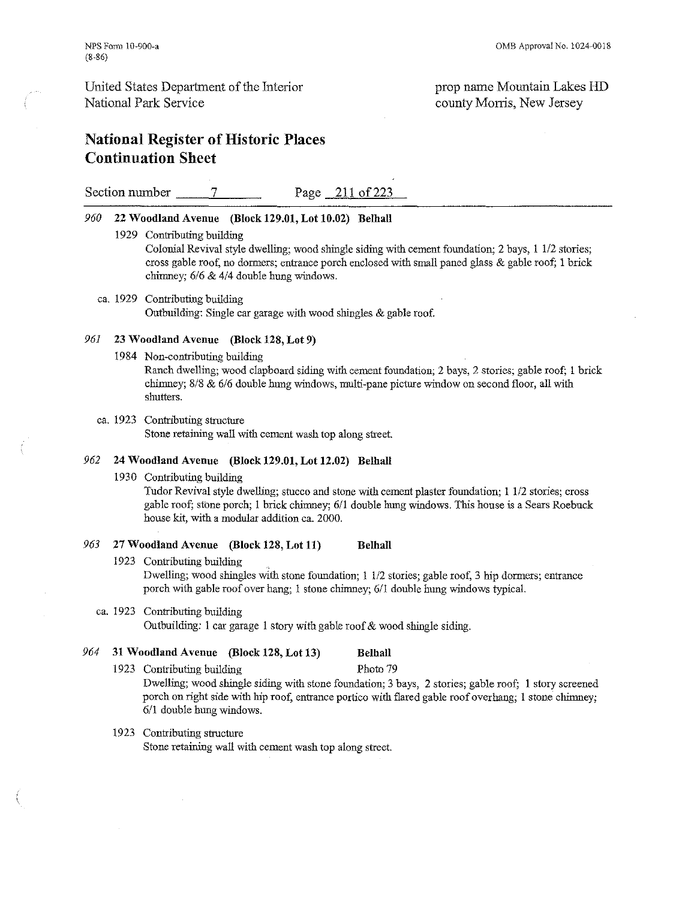# National Register of Historic Places Continuation Sheet

United States Department of the Interior
National Park Service

prop name Mountain Lakes HD
county Morris, New Jersey

Section number 7 Page 211 of 223

### *960* 22 Woodland Avenue (Block 129.01, Lot 10.02) Belhall

1929 Contributing building
Colonial Revival style dwelling; wood shingle siding with cement foundation; 2 bays, 1 1/2 stories; cross gable roof, no dormers; entrance porch enclosed with small paned glass & gable roof; 1 brick chimney; 6/6 & 4/4 double hung windows.

ca. 1929 Contributing building
Outbuilding: Single car garage with wood shingles & gable roof.

### *961* 23 Woodland Avenue (Block 128, Lot 9)

1984 Non-contributing building
Ranch dwelling; wood clapboard siding with cement foundation; 2 bays, 2 stories; gable roof; 1 brick chimney; 8/8 & 6/6 double hung windows, multi-pane picture window on second floor, all with shutters.

ca. 1923 Contributing structure
Stone retaining wall with cement wash top along street.

### *962* 24 Woodland Avenue (Block 129.01, Lot 12.02) Belhall

1930 Contributing building
Tudor Revival style dwelling; stucco and stone with cement plaster foundation; 1 1/2 stories; cross gable roof; stone porch; 1 brick chimney; 6/1 double hung windows. This house is a Sears Roebuck house kit, with a modular addition ca. 2000.

### *963* 27 Woodland Avenue (Block 128, Lot 11) Belhall

1923 Contributing building
Dwelling; wood shingles with stone foundation; 1 1/2 stories; gable roof, 3 hip dormers; entrance porch with gable roof over hang; 1 stone chimney; 6/1 double hung windows typical.

ca. 1923 Contributing building
Outbuilding: 1 car garage 1 story with gable roof & wood shingle siding.

### *964* 31 Woodland Avenue (Block 128, Lot 13) Belhall

1923 Contributing building Photo 79
Dwelling; wood shingle siding with stone foundation; 3 bays, 2 stories; gable roof; 1 story screened porch on right side with hip roof, entrance portico with flared gable roof overhang; 1 stone chimney; 6/1 double hung windows.

1923 Contributing structure
Stone retaining wall with cement wash top along street.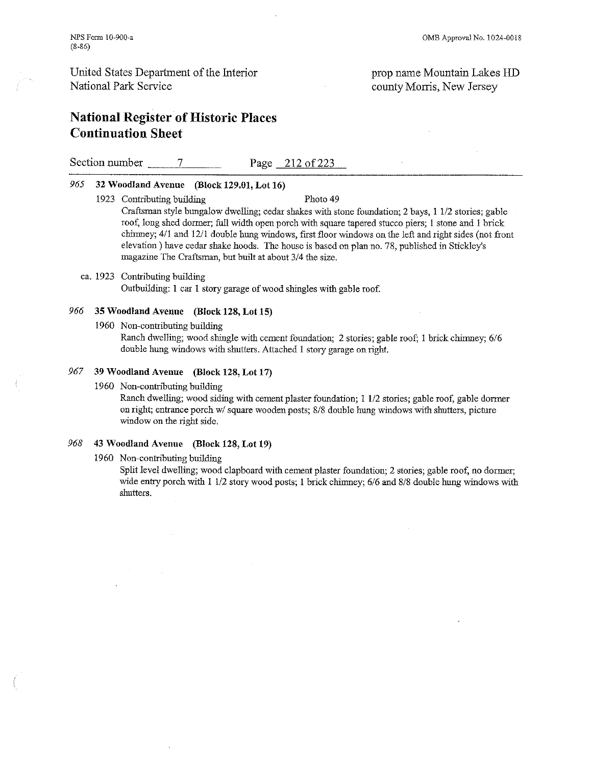**National Register of Historic Places Continuation Sheet**

Section number 7 Page 212 of 223

prop name Mountain Lakes HD
county Morris, New Jersey

*965* **32 Woodland Avenue (Block 129.01, Lot 16)**

1923 Contributing building Photo 49

Craftsman style bungalow dwelling; cedar shakes with stone foundation; 2 bays, 1 1/2 stories; gable roof, long shed dormer; full width open porch with square tapered stucco piers; 1 stone and 1 brick chimney; 4/1 and 12/1 double hung windows, first floor windows on the left and right sides (not front elevation ) have cedar shake hoods. The house is based on plan no. 78, published in Stickley's magazine The Craftsman, but built at about 3/4 the size.

ca. 1923 Contributing building

Outbuilding: 1 car 1 story garage of wood shingles with gable roof.

*966* **35 Woodland Avenue (Block 128, Lot 15)**

1960 Non-contributing building

Ranch dwelling; wood shingle with cement foundation; 2 stories; gable roof; 1 brick chimney; 6/6 double hung windows with shutters. Attached 1 story garage on right.

*967* **39 Woodland Avenue (Block 128, Lot 17)**

1960 Non-contributing building

Ranch dwelling; wood siding with cement plaster foundation; 1 1/2 stories; gable roof, gable dormer on right; entrance porch w/ square wooden posts; 8/8 double hung windows with shutters, picture window on the right side.

*968* **43 Woodland Avenue (Block 128, Lot 19)**

1960 Non-contributing building

Split level dwelling; wood clapboard with cement plaster foundation; 2 stories; gable roof, no dormer; wide entry porch with 1 1/2 story wood posts; 1 brick chimney; 6/6 and 8/8 double hung windows with shutters.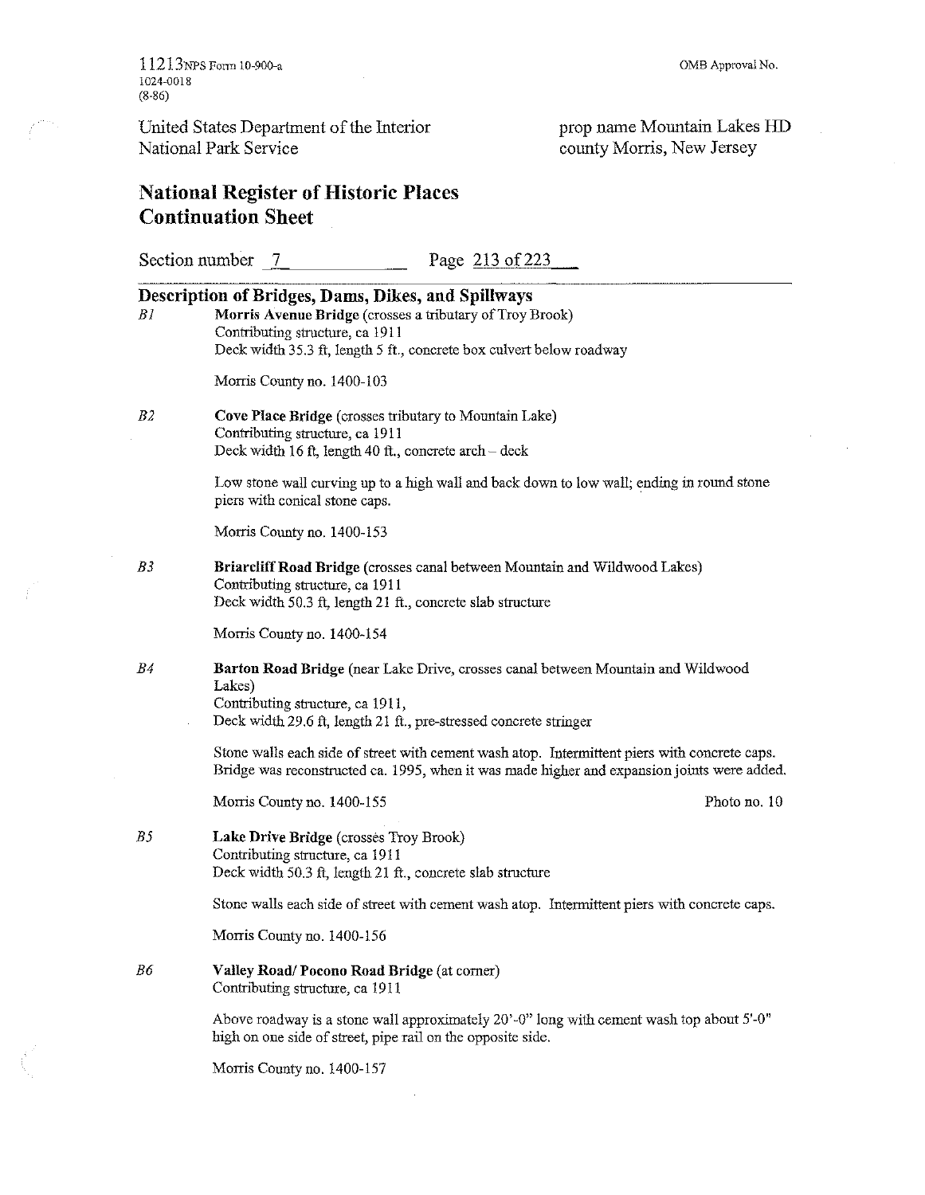United States Department of the Interior
National Park Service

prop name Mountain Lakes HD
county Morris, New Jersey

# National Register of Historic Places Continuation Sheet

Section number 7 Page 213 of 223

## Description of Bridges, Dams, Dikes, and Spillways

*B1* **Morris Avenue Bridge** (crosses a tributary of Troy Brook)
Contributing structure, ca 1911
Deck width 35.3 ft, length 5 ft., concrete box culvert below roadway

Morris County no. 1400-103

*B2* **Cove Place Bridge** (crosses tributary to Mountain Lake)
Contributing structure, ca 1911
Deck width 16 ft, length 40 ft., concrete arch – deck

Low stone wall curving up to a high wall and back down to low wall; ending in round stone piers with conical stone caps.

Morris County no. 1400-153

*B3* **Briarcliff Road Bridge** (crosses canal between Mountain and Wildwood Lakes)
Contributing structure, ca 1911
Deck width 50.3 ft, length 21 ft., concrete slab structure

Morris County no. 1400-154

*B4* **Barton Road Bridge** (near Lake Drive, crosses canal between Mountain and Wildwood Lakes)
Contributing structure, ca 1911,
Deck width 29.6 ft, length 21 ft., pre-stressed concrete stringer

Stone walls each side of street with cement wash atop. Intermittent piers with concrete caps. Bridge was reconstructed ca. 1995, when it was made higher and expansion joints were added.

Morris County no. 1400-155 Photo no. 10

*B5* **Lake Drive Bridge** (crosses Troy Brook)
Contributing structure, ca 1911
Deck width 50.3 ft, length 21 ft., concrete slab structure

Stone walls each side of street with cement wash atop. Intermittent piers with concrete caps.

Morris County no. 1400-156

*B6* **Valley Road/ Pocono Road Bridge** (at corner)
Contributing structure, ca 1911

Above roadway is a stone wall approximately 20'-0" long with cement wash top about 5'-0" high on one side of street, pipe rail on the opposite side.

Morris County no. 1400-157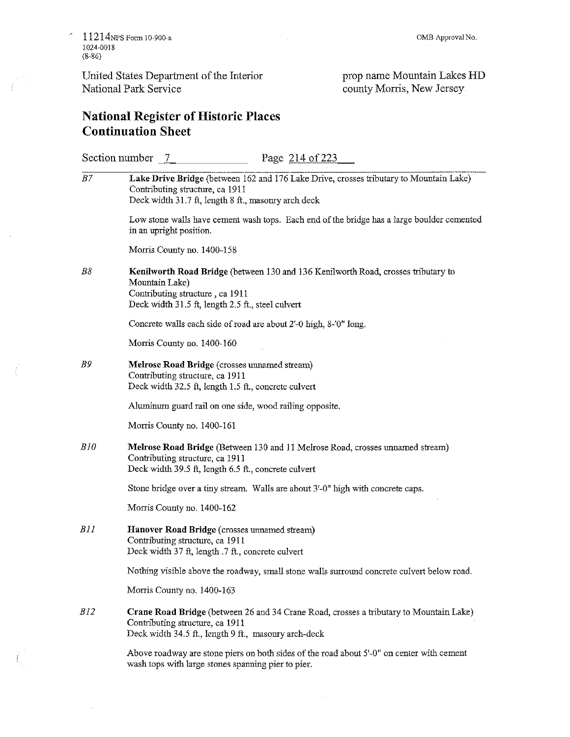United States Department of the Interior
National Park Service

prop name Mountain Lakes HD
county Morris, New Jersey

## National Register of Historic Places Continuation Sheet

Section number 7 Page 214 of 223

*B7* **Lake Drive Bridge** (between 162 and 176 Lake Drive, crosses tributary to Mountain Lake)
Contributing structure, ca 1911
Deck width 31.7 ft, length 8 ft., masonry arch deck

Low stone walls have cement wash tops. Each end of the bridge has a large boulder cemented in an upright position.

Morris County no. 1400-158

*B8* **Kenilworth Road Bridge** (between 130 and 136 Kenilworth Road, crosses tributary to Mountain Lake)
Contributing structure , ca 1911
Deck width 31.5 ft, length 2.5 ft., steel culvert

Concrete walls each side of road are about 2'-0 high, 8-'0" long.

Morris County no. 1400-160

*B9* **Melrose Road Bridge** (crosses unnamed stream)
Contributing structure, ca 1911
Deck width 32.5 ft, length 1.5 ft., concrete culvert

Aluminum guard rail on one side, wood railing opposite.

Morris County no. 1400-161

*B10* **Melrose Road Bridge** (Between 130 and 11 Melrose Road, crosses unnamed stream)
Contributing structure, ca 1911
Deck width 39.5 ft, length 6.5 ft., concrete culvert

Stone bridge over a tiny stream. Walls are about 3'-0" high with concrete caps.

Morris County no. 1400-162

*B11* **Hanover Road Bridge** (crosses unnamed stream)
Contributing structure, ca 1911
Deck width 37 ft, length .7 ft., concrete culvert

Nothing visible above the roadway, small stone walls surround concrete culvert below road.

Morris County no. 1400-163

*B12* **Crane Road Bridge** (between 26 and 34 Crane Road, crosses a tributary to Mountain Lake)
Contributing structure, ca 1911
Deck width 34.5 ft., length 9 ft., masonry arch-deck

Above roadway are stone piers on both sides of the road about 5'-0" on center with cement wash tops with large stones spanning pier to pier.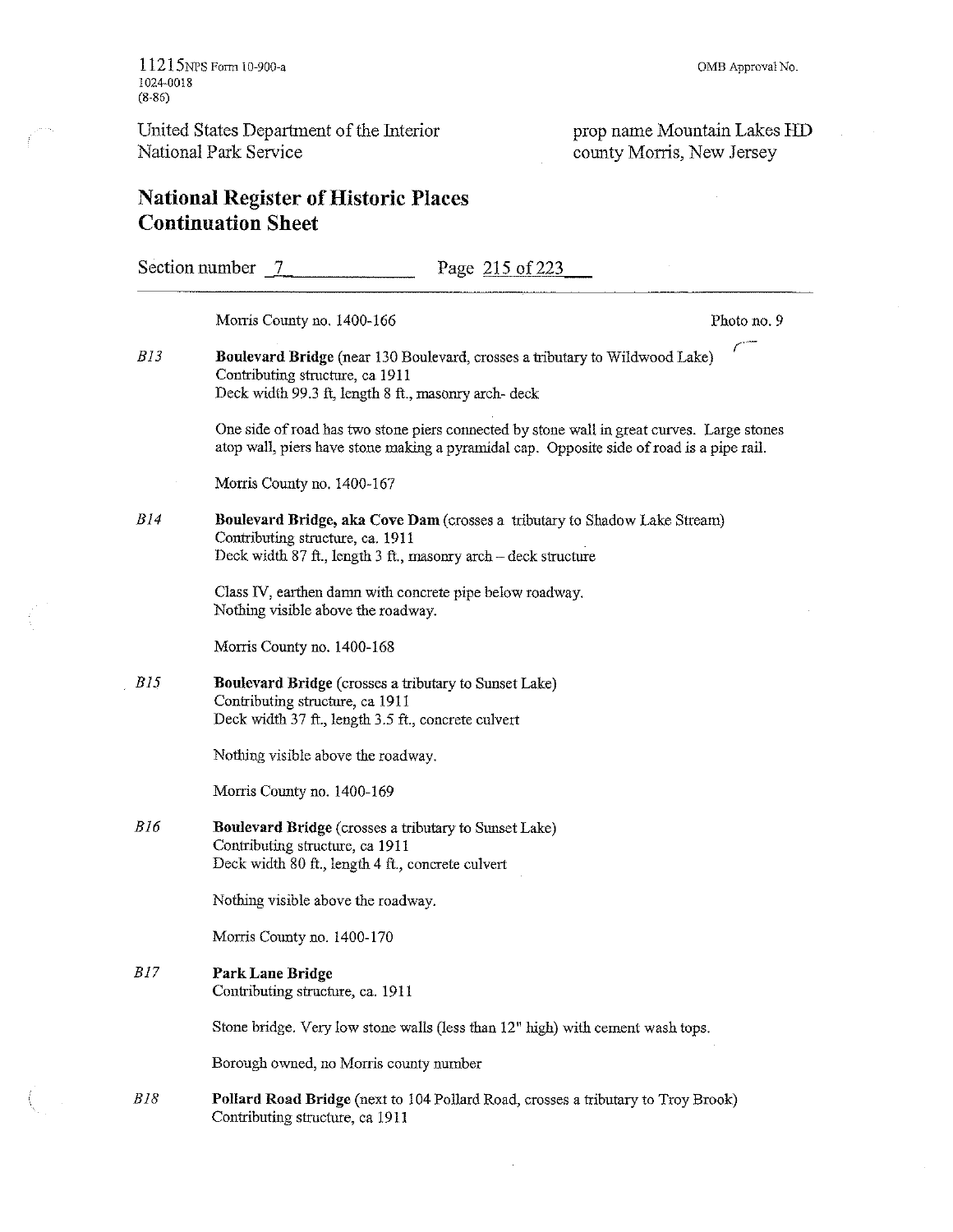Morris County no. 1400-166 Photo no. 9

*B13* **Boulevard Bridge** (near 130 Boulevard, crosses a tributary to Wildwood Lake)
Contributing structure, ca 1911
Deck width 99.3 ft, length 8 ft., masonry arch- deck

One side of road has two stone piers connected by stone wall in great curves. Large stones atop wall, piers have stone making a pyramidal cap. Opposite side of road is a pipe rail.

Morris County no. 1400-167

*B14* **Boulevard Bridge, aka Cove Dam** (crosses a tributary to Shadow Lake Stream)
Contributing structure, ca. 1911
Deck width 87 ft., length 3 ft., masonry arch – deck structure

Class IV, earthen damn with concrete pipe below roadway.
Nothing visible above the roadway.

Morris County no. 1400-168

*B15* **Boulevard Bridge** (crosses a tributary to Sunset Lake)
Contributing structure, ca 1911
Deck width 37 ft., length 3.5 ft., concrete culvert

Nothing visible above the roadway.

Morris County no. 1400-169

*B16* **Boulevard Bridge** (crosses a tributary to Sunset Lake)
Contributing structure, ca 1911
Deck width 80 ft., length 4 ft., concrete culvert

Nothing visible above the roadway.

Morris County no. 1400-170

*B17* **Park Lane Bridge**
Contributing structure, ca. 1911

Stone bridge. Very low stone walls (less than 12" high) with cement wash tops.

Borough owned, no Morris county number

*B18* **Pollard Road Bridge** (next to 104 Pollard Road, crosses a tributary to Troy Brook)
Contributing structure, ca 1911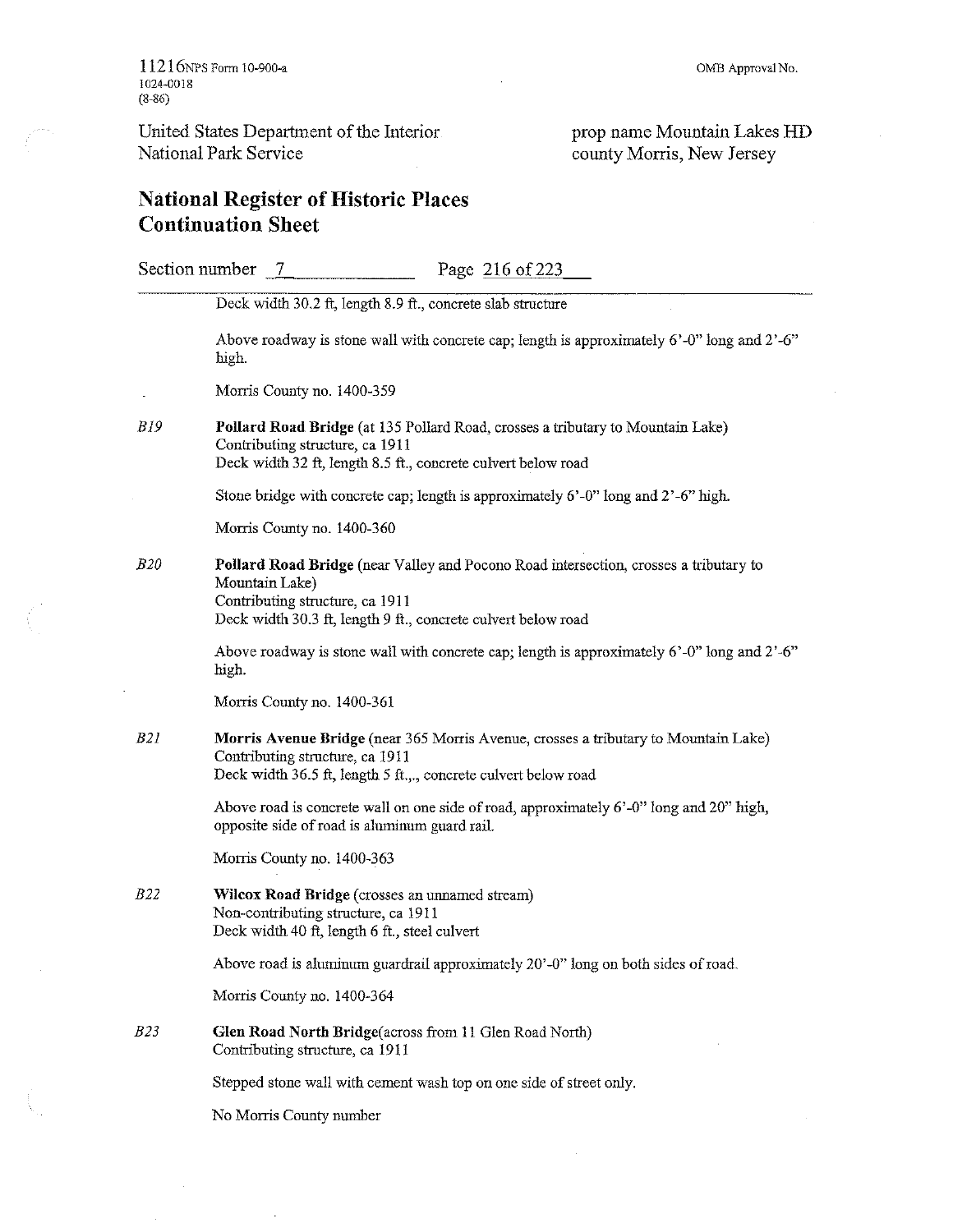Deck width 30.2 ft, length 8.9 ft., concrete slab structure

Above roadway is stone wall with concrete cap; length is approximately 6'-0" long and 2'-6" high.

Morris County no. 1400-359

*B19* **Pollard Road Bridge** (at 135 Pollard Road, crosses a tributary to Mountain Lake)
Contributing structure, ca 1911
Deck width 32 ft, length 8.5 ft., concrete culvert below road

Stone bridge with concrete cap; length is approximately 6'-0" long and 2'-6" high.

Morris County no. 1400-360

*B20* **Pollard Road Bridge** (near Valley and Pocono Road intersection, crosses a tributary to Mountain Lake)
Contributing structure, ca 1911
Deck width 30.3 ft, length 9 ft., concrete culvert below road

Above roadway is stone wall with concrete cap; length is approximately 6'-0" long and 2'-6" high.

Morris County no. 1400-361

*B21* **Morris Avenue Bridge** (near 365 Morris Avenue, crosses a tributary to Mountain Lake)
Contributing structure, ca 1911
Deck width 36.5 ft, length 5 ft.,., concrete culvert below road

Above road is concrete wall on one side of road, approximately 6'-0" long and 20" high, opposite side of road is aluminum guard rail.

Morris County no. 1400-363

*B22* **Wilcox Road Bridge** (crosses an unnamed stream)
Non-contributing structure, ca 1911
Deck width 40 ft, length 6 ft., steel culvert

Above road is aluminum guardrail approximately 20'-0" long on both sides of road.

Morris County no. 1400-364

*B23* **Glen Road North Bridge**(across from 11 Glen Road North)
Contributing structure, ca 1911

Stepped stone wall with cement wash top on one side of street only.

No Morris County number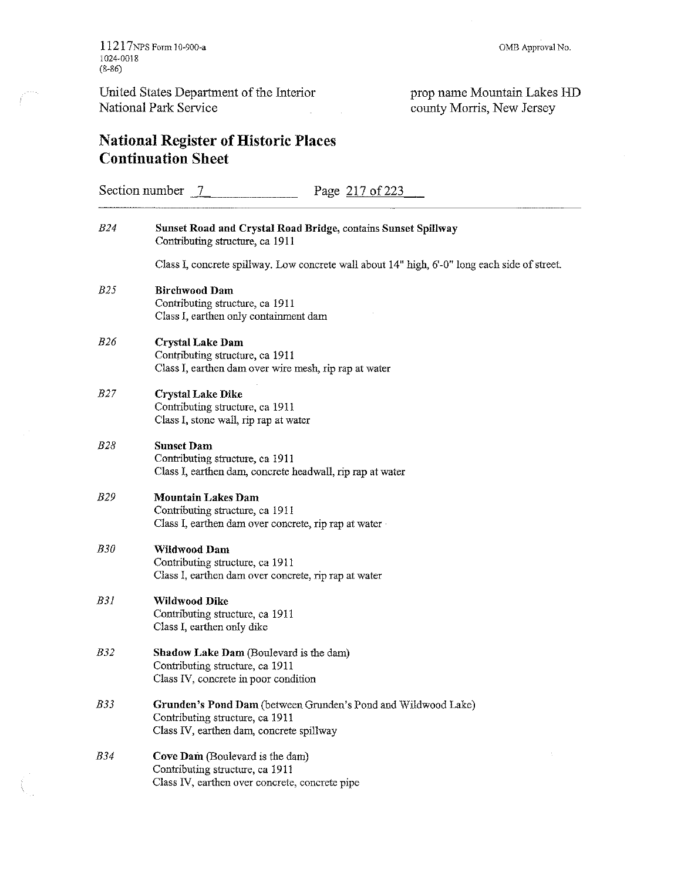United States Department of the Interior
National Park Service

prop name Mountain Lakes HD
county Morris, New Jersey

## National Register of Historic Places Continuation Sheet

Section number 7

*B24* **Sunset Road and Crystal Road Bridge,** contains **Sunset Spillway**
Contributing structure, ca 1911

Class I, concrete spillway. Low concrete wall about 14" high, 6'-0" long each side of street.

*B25* **Birchwood Dam**
Contributing structure, ca 1911
Class I, earthen only containment dam

*B26* **Crystal Lake Dam**
Contributing structure, ca 1911
Class I, earthen dam over wire mesh, rip rap at water

*B27* **Crystal Lake Dike**
Contributing structure, ca 1911
Class I, stone wall, rip rap at water

*B28* **Sunset Dam**
Contributing structure, ca 1911
Class I, earthen dam, concrete headwall, rip rap at water

*B29* **Mountain Lakes Dam**
Contributing structure, ca 1911
Class I, earthen dam over concrete, rip rap at water

*B30* **Wildwood Dam**
Contributing structure, ca 1911
Class I, earthen dam over concrete, rip rap at water

*B31* **Wildwood Dike**
Contributing structure, ca 1911
Class I, earthen only dike

*B32* **Shadow Lake Dam** (Boulevard is the dam)
Contributing structure, ca 1911
Class IV, concrete in poor condition

*B33* **Grunden's Pond Dam** (between Grunden's Pond and Wildwood Lake)
Contributing structure, ca 1911
Class IV, earthen dam, concrete spillway

*B34* **Cove Dam** (Boulevard is the dam)
Contributing structure, ca 1911
Class IV, earthen over concrete, concrete pipe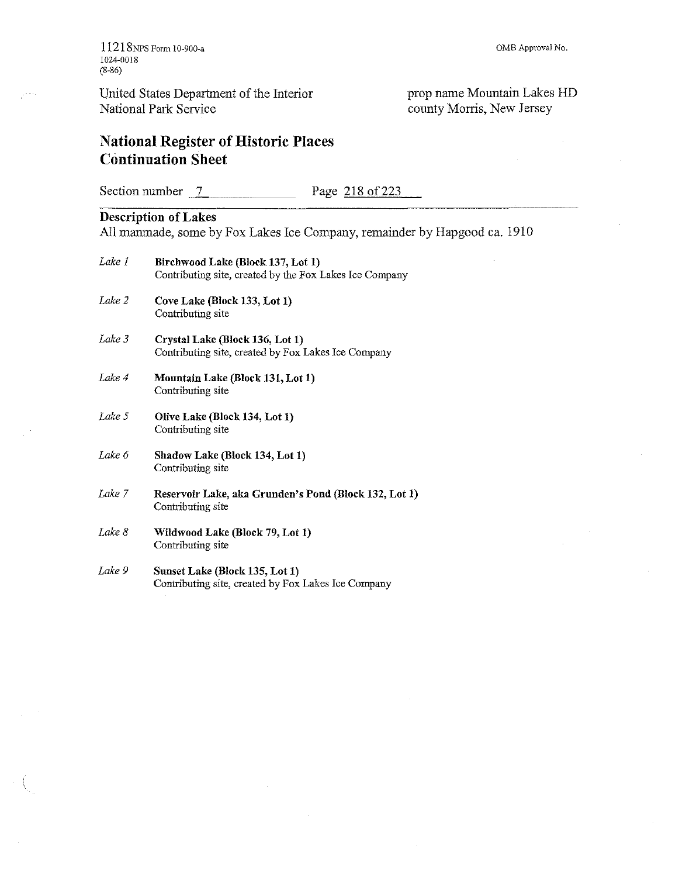### Description of Lakes

All manmade, some by Fox Lakes Ice Company, remainder by Hapgood ca. 1910

*Lake 1* **Birchwood Lake (Block 137, Lot 1)**
Contributing site, created by the Fox Lakes Ice Company

*Lake 2* **Cove Lake (Block 133, Lot 1)**
Contributing site

*Lake 3* **Crystal Lake (Block 136, Lot 1)**
Contributing site, created by Fox Lakes Ice Company

*Lake 4* **Mountain Lake (Block 131, Lot 1)**
Contributing site

*Lake 5* **Olive Lake (Block 134, Lot 1)**
Contributing site

*Lake 6* **Shadow Lake (Block 134, Lot 1)**
Contributing site

*Lake 7* **Reservoir Lake, aka Grunden's Pond (Block 132, Lot 1)**
Contributing site

*Lake 8* **Wildwood Lake (Block 79, Lot 1)**
Contributing site

*Lake 9* **Sunset Lake (Block 135, Lot 1)**
Contributing site, created by Fox Lakes Ice Company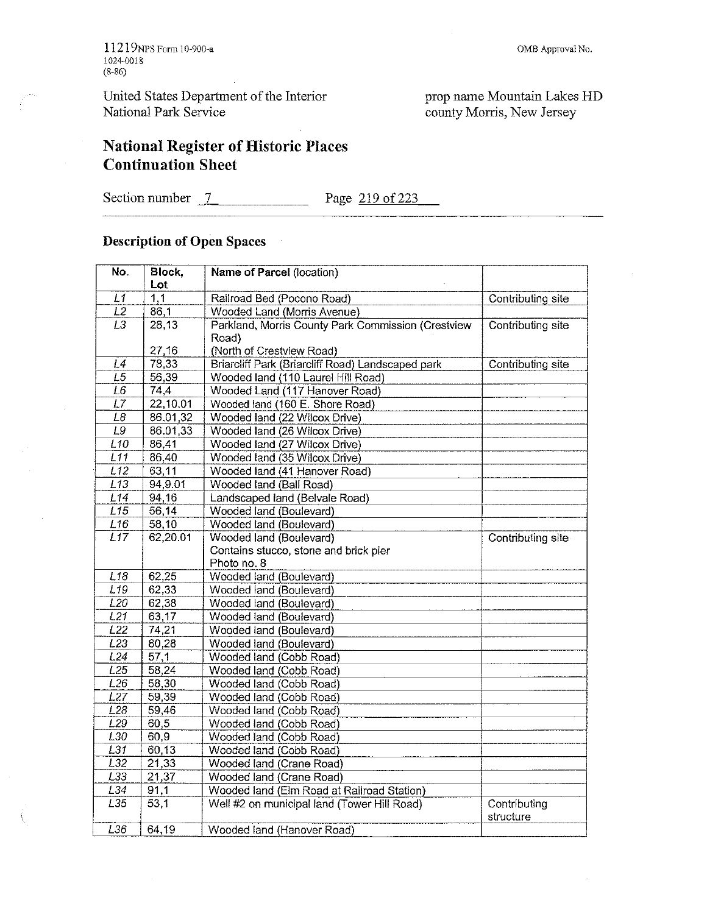United States Department of the Interior
National Park Service

prop name Mountain Lakes HD
county Morris, New Jersey

# National Register of Historic Places Continuation Sheet

Section number 7 Page 219 of 223

## Description of Open Spaces

| No. | Block, Lot | Name of Parcel (location) | |
|---|---|---|---|
| L1 | 1,1 | Railroad Bed (Pocono Road) | Contributing site |
| L2 | 86,1 | Wooded Land (Morris Avenue) | |
| L3 | 28,13<br><br>27,16 | Parkland, Morris County Park Commission (Crestview Road)<br>(North of Crestview Road) | Contributing site |
| L4 | 78,33 | Briarcliff Park (Briarcliff Road) Landscaped park | Contributing site |
| L5 | 56,39 | Wooded land (110 Laurel Hill Road) | |
| L6 | 74,4 | Wooded Land (117 Hanover Road) | |
| L7 | 22,10.01 | Wooded land (160 E. Shore Road) | |
| L8 | 86.01,32 | Wooded land (22 Wilcox Drive) | |
| L9 | 86.01,33 | Wooded land (26 Wilcox Drive) | |
| L10 | 86,41 | Wooded land (27 Wilcox Drive) | |
| L11 | 86,40 | Wooded land (35 Wilcox Drive) | |
| L12 | 63,11 | Wooded land (41 Hanover Road) | |
| L13 | 94,9.01 | Wooded land (Ball Road) | |
| L14 | 94,16 | Landscaped land (Belvale Road) | |
| L15 | 56,14 | Wooded land (Boulevard) | |
| L16 | 58,10 | Wooded land (Boulevard) | |
| L17 | 62,20.01 | Wooded land (Boulevard)<br>Contains stucco, stone and brick pier<br>Photo no. 8 | Contributing site |
| L18 | 62,25 | Wooded land (Boulevard) | |
| L19 | 62,33 | Wooded land (Boulevard) | |
| L20 | 62,38 | Wooded land (Boulevard) | |
| L21 | 63,17 | Wooded land (Boulevard) | |
| L22 | 74,21 | Wooded land (Boulevard) | |
| L23 | 80,28 | Wooded land (Boulevard) | |
| L24 | 57,1 | Wooded land (Cobb Road) | |
| L25 | 58,24 | Wooded land (Cobb Road) | |
| L26 | 58,30 | Wooded land (Cobb Road) | |
| L27 | 59,39 | Wooded land (Cobb Road) | |
| L28 | 59,46 | Wooded land (Cobb Road) | |
| L29 | 60,5 | Wooded land (Cobb Road) | |
| L30 | 60,9 | Wooded land (Cobb Road) | |
| L31 | 60,13 | Wooded land (Cobb Road) | |
| L32 | 21,33 | Wooded land (Crane Road) | |
| L33 | 21,37 | Wooded land (Crane Road) | |
| L34 | 91,1 | Wooded land (Elm Road at Railroad Station) | |
| L35 | 53,1 | Well #2 on municipal land (Tower Hill Road) | Contributing structure |
| L36 | 64,19 | Wooded land (Hanover Road) | |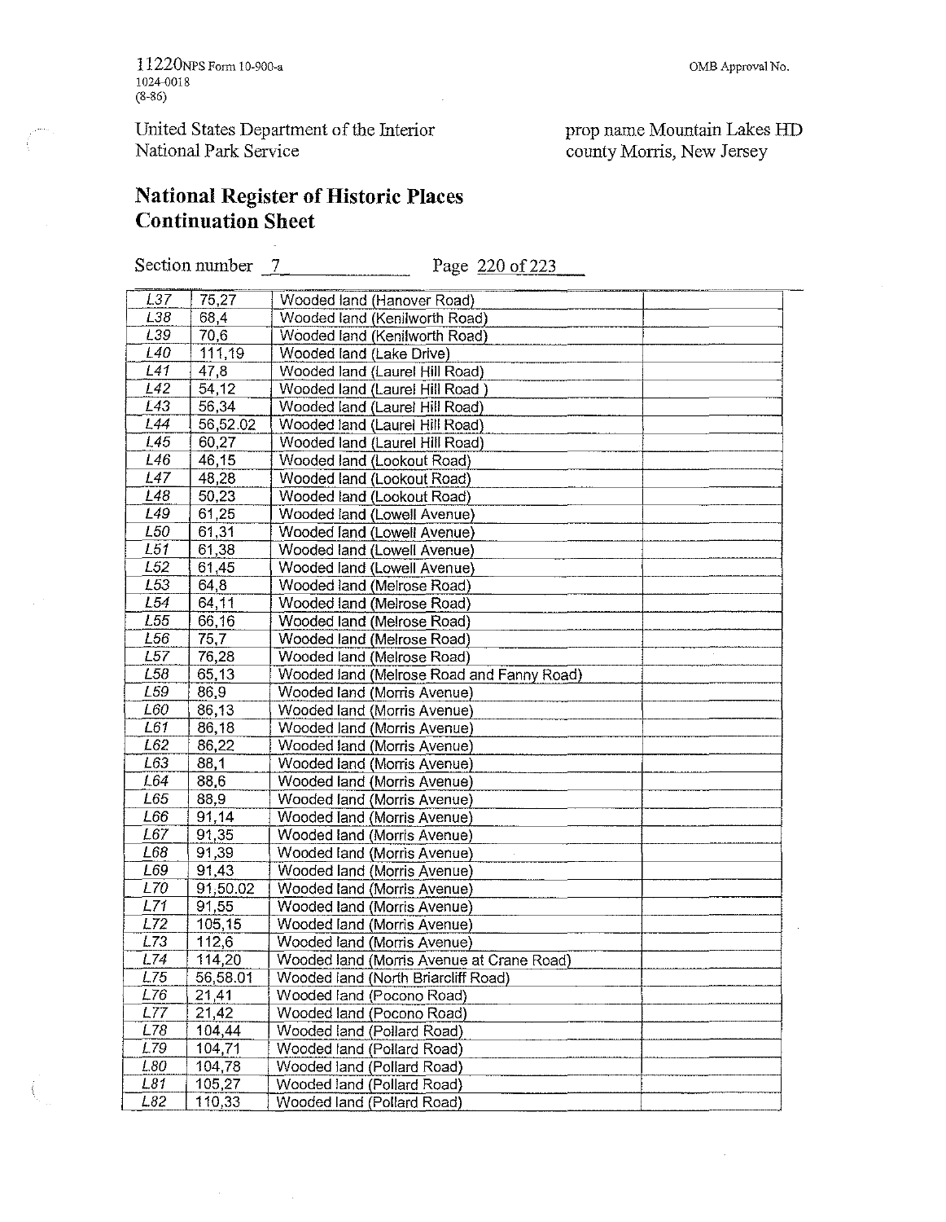United States Department of the Interior
National Park Service

prop name Mountain Lakes HD
county Morris, New Jersey

# National Register of Historic Places Continuation Sheet

Section number 7

| | | | |
|---|---|---|---|
| L37 | 75,27 | Wooded land (Hanover Road) | |
| L38 | 68,4 | Wooded land (Kenilworth Road) | |
| L39 | 70,6 | Wooded land (Kenilworth Road) | |
| L40 | 111,19 | Wooded land (Lake Drive) | |
| L41 | 47,8 | Wooded land (Laurel Hill Road) | |
| L42 | 54,12 | Wooded land (Laurel Hill Road ) | |
| L43 | 56,34 | Wooded land (Laurel Hill Road) | |
| L44 | 56,52.02 | Wooded land (Laurel Hill Road) | |
| L45 | 60,27 | Wooded land (Laurel Hill Road) | |
| L46 | 46,15 | Wooded land (Lookout Road) | |
| L47 | 48,28 | Wooded land (Lookout Road) | |
| L48 | 50,23 | Wooded land (Lookout Road) | |
| L49 | 61,25 | Wooded land (Lowell Avenue) | |
| L50 | 61,31 | Wooded land (Lowell Avenue) | |
| L51 | 61,38 | Wooded land (Lowell Avenue) | |
| L52 | 61,45 | Wooded land (Lowell Avenue) | |
| L53 | 64,8 | Wooded land (Melrose Road) | |
| L54 | 64,11 | Wooded land (Melrose Road) | |
| L55 | 66,16 | Wooded land (Melrose Road) | |
| L56 | 75,7 | Wooded land (Melrose Road) | |
| L57 | 76,28 | Wooded land (Melrose Road) | |
| L58 | 65,13 | Wooded land (Melrose Road and Fanny Road) | |
| L59 | 86,9 | Wooded land (Morris Avenue) | |
| L60 | 86,13 | Wooded land (Morris Avenue) | |
| L61 | 86,18 | Wooded land (Morris Avenue) | |
| L62 | 86,22 | Wooded land (Morris Avenue) | |
| L63 | 88,1 | Wooded land (Morris Avenue) | |
| L64 | 88,6 | Wooded land (Morris Avenue) | |
| L65 | 88,9 | Wooded land (Morris Avenue) | |
| L66 | 91,14 | Wooded land (Morris Avenue) | |
| L67 | 91,35 | Wooded land (Morris Avenue) | |
| L68 | 91,39 | Wooded land (Morris Avenue) | |
| L69 | 91,43 | Wooded land (Morris Avenue) | |
| L70 | 91,50.02 | Wooded land (Morris Avenue) | |
| L71 | 91,55 | Wooded land (Morris Avenue) | |
| L72 | 105,15 | Wooded land (Morris Avenue) | |
| L73 | 112,6 | Wooded land (Morris Avenue) | |
| L74 | 114,20 | Wooded land (Morris Avenue at Crane Road) | |
| L75 | 56,58.01 | Wooded land (North Briarcliff Road) | |
| L76 | 21,41 | Wooded land (Pocono Road) | |
| L77 | 21,42 | Wooded land (Pocono Road) | |
| L78 | 104,44 | Wooded land (Pollard Road) | |
| L79 | 104,71 | Wooded land (Pollard Road) | |
| L80 | 104,78 | Wooded land (Pollard Road) | |
| L81 | 105,27 | Wooded land (Pollard Road) | |
| L82 | 110,33 | Wooded land (Pollard Road) | |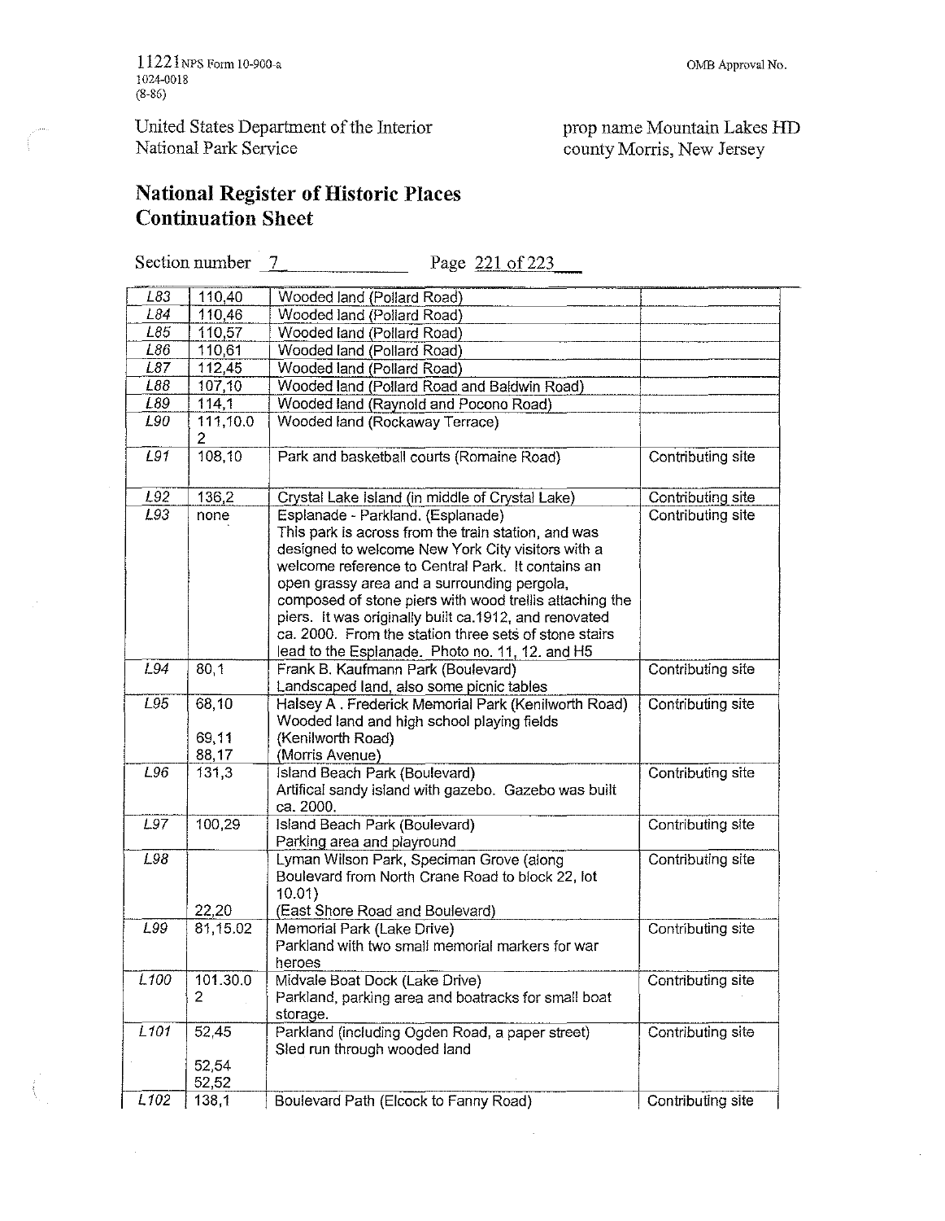United States Department of the Interior
National Park Service

prop name Mountain Lakes HD
county Morris, New Jersey

## National Register of Historic Places Continuation Sheet

Section number 7 Page 221 of 223

| | | | |
|---|---|---|---|
| L83 | 110,40 | Wooded land (Pollard Road) | |
| L84 | 110,46 | Wooded land (Pollard Road) | |
| L85 | 110,57 | Wooded land (Pollard Road) | |
| L86 | 110,61 | Wooded land (Pollard Road) | |
| L87 | 112,45 | Wooded land (Pollard Road) | |
| L88 | 107,10 | Wooded land (Pollard Road and Baldwin Road) | |
| L89 | 114,1 | Wooded land (Raynold and Pocono Road) | |
| L90 | 111,10.02 | Wooded land (Rockaway Terrace) | |
| L91 | 108,10 | Park and basketball courts (Romaine Road) | Contributing site |
| L92 | 136,2 | Crystal Lake island (in middle of Crystal Lake) | Contributing site |
| L93 | none | Esplanade - Parkland. (Esplanade) This park is across from the train station, and was designed to welcome New York City visitors with a welcome reference to Central Park. It contains an open grassy area and a surrounding pergola, composed of stone piers with wood trellis attaching the piers. It was originally built ca.1912, and renovated ca. 2000. From the station three sets of stone stairs lead to the Esplanade. Photo no. 11, 12. and H5 | Contributing site |
| L94 | 80,1 | Frank B. Kaufmann Park (Boulevard) Landscaped land, also some picnic tables | Contributing site |
| L95 | 68,10<br><br>69,11<br>88,17 | Halsey A . Frederick Memorial Park (Kenilworth Road) Wooded land and high school playing fields (Kenilworth Road)<br>(Morris Avenue) | Contributing site |
| L96 | 131,3 | Island Beach Park (Boulevard) Artifical sandy island with gazebo. Gazebo was built ca. 2000. | Contributing site |
| L97 | 100,29 | Island Beach Park (Boulevard) Parking area and playround | Contributing site |
| L98 | <br><br><br>22,20 | Lyman Wilson Park, Speciman Grove (along Boulevard from North Crane Road to block 22, lot 10.01)<br>(East Shore Road and Boulevard) | Contributing site |
| L99 | 81,15.02 | Memorial Park (Lake Drive) Parkland with two small memorial markers for war heroes | Contributing site |
| L100 | 101.30.02 | Midvale Boat Dock (Lake Drive) Parkland, parking area and boatracks for small boat storage. | Contributing site |
| L101 | 52,45<br><br>52,54<br>52,52 | Parkland (including Ogden Road, a paper street) Sled run through wooded land | Contributing site |
| L102 | 138,1 | Boulevard Path (Elcock to Fanny Road) | Contributing site |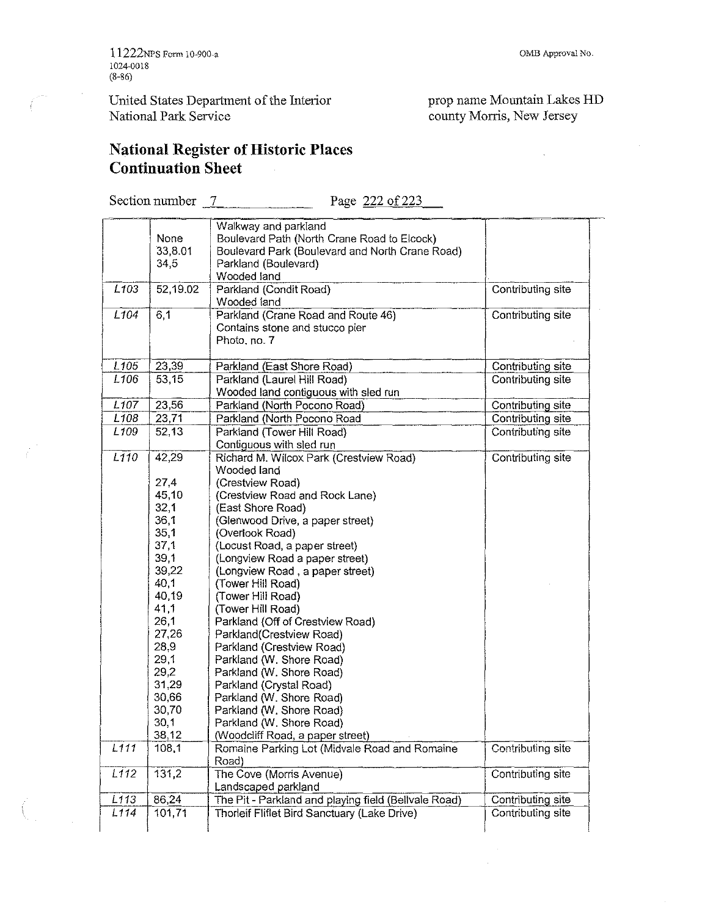United States Department of the Interior
National Park Service

prop name Mountain Lakes HD
county Morris, New Jersey

# National Register of Historic Places Continuation Sheet

Section number 7 Page 222 of 223

| | | | |
|---|---|---|---|
| | | Walkway and parkland | |
| | None | Boulevard Path (North Crane Road to Elcock) | |
| | 33,8.01 | Boulevard Park (Boulevard and North Crane Road) | |
| | 34,5 | Parkland (Boulevard) | |
| | | Wooded land | |
| L103 | 52,19.02 | Parkland (Condit Road)<br>Wooded land | Contributing site |
| L104 | 6,1 | Parkland (Crane Road and Route 46)<br>Contains stone and stucco pier<br>Photo. no. 7 | Contributing site |
| L105 | 23,39 | Parkland (East Shore Road) | Contributing site |
| L106 | 53,15 | Parkland (Laurel Hill Road)<br>Wooded land contiguous with sled run | Contributing site |
| L107 | 23,56 | Parkland (North Pocono Road) | Contributing site |
| L108 | 23,71 | Parkland (North Pocono Road | Contributing site |
| L109 | 52,13 | Parkland (Tower Hill Road)<br>Contiguous with sled run | Contributing site |
| L110 | 42,29 | Richard M. Wilcox Park (Crestview Road)<br>Wooded land | Contributing site |
| | 27,4 | (Crestview Road) | |
| | 45,10 | (Crestview Road and Rock Lane) | |
| | 32,1 | (East Shore Road) | |
| | 36,1 | (Glenwood Drive, a paper street) | |
| | 35,1 | (Overlook Road) | |
| | 37,1 | (Locust Road, a paper street) | |
| | 39,1 | (Longview Road a paper street) | |
| | 39,22 | (Longview Road , a paper street) | |
| | 40,1 | (Tower Hill Road) | |
| | 40,19 | (Tower Hill Road) | |
| | 41,1 | (Tower Hill Road) | |
| | 26,1 | Parkland (Off of Crestview Road) | |
| | 27,26 | Parkland(Crestview Road) | |
| | 28,9 | Parkland (Crestview Road) | |
| | 29,1 | Parkland (W. Shore Road) | |
| | 29,2 | Parkland (W. Shore Road) | |
| | 31,29 | Parkland (Crystal Road) | |
| | 30,66 | Parkland (W. Shore Road) | |
| | 30,70 | Parkland (W. Shore Road) | |
| | 30,1 | Parkland (W. Shore Road) | |
| | 38,12 | (Woodcliff Road, a paper street) | |
| L111 | 108,1 | Romaine Parking Lot (Midvale Road and Romaine Road) | Contributing site |
| L112 | 131,2 | The Cove (Morris Avenue)<br>Landscaped parkland | Contributing site |
| L113 | 86,24 | The Pit - Parkland and playing field (Bellvale Road) | Contributing site |
| L114 | 101,71 | Thorleif Fliflet Bird Sanctuary (Lake Drive) | Contributing site |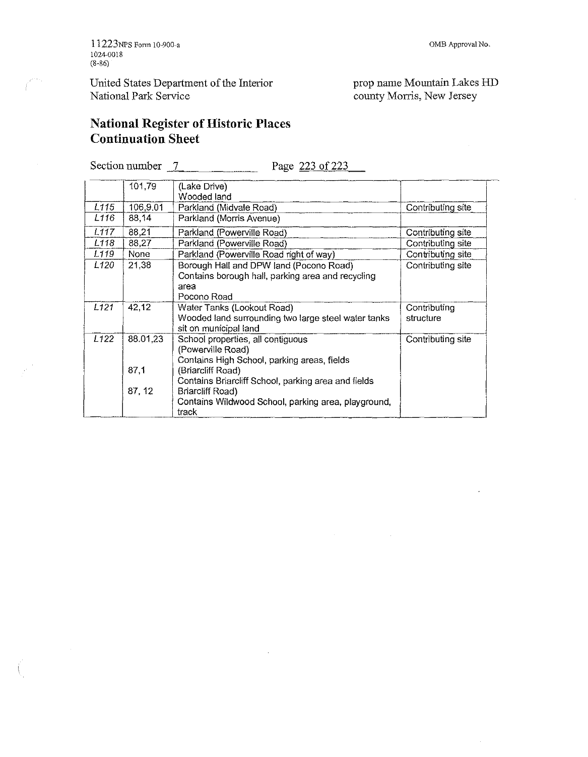United States Department of the Interior
National Park Service

prop name Mountain Lakes HD
county Morris, New Jersey

## National Register of Historic Places Continuation Sheet

Section number 7 Page 223 of 223

| | | | |
|---|---|---|---|
| | 101,79 | (Lake Drive)<br>Wooded land | |
| L115 | 106,9.01 | Parkland (Midvale Road) | Contributing site |
| L116 | 88,14 | Parkland (Morris Avenue) | |
| L117 | 88,21 | Parkland (Powerville Road) | Contributing site |
| L118 | 88,27 | Parkland (Powerville Road) | Contributing site |
| L119 | None | Parkland (Powerville Road right of way) | Contributing site |
| L120 | 21,38 | Borough Hall and DPW land (Pocono Road)<br>Contains borough hall, parking area and recycling area<br>Pocono Road | Contributing site |
| L121 | 42,12 | Water Tanks (Lookout Road)<br>Wooded land surrounding two large steel water tanks sit on municipal land | Contributing structure |
| L122 | 88.01,23<br><br>87,1<br><br>87, 12 | School properties, all contiguous<br>(Powerville Road)<br>Contains High School, parking areas, fields<br>(Briarcliff Road)<br>Contains Briarcliff School, parking area and fields<br>Briarcliff Road)<br>Contains Wildwood School, parking area, playground, track | Contributing site |